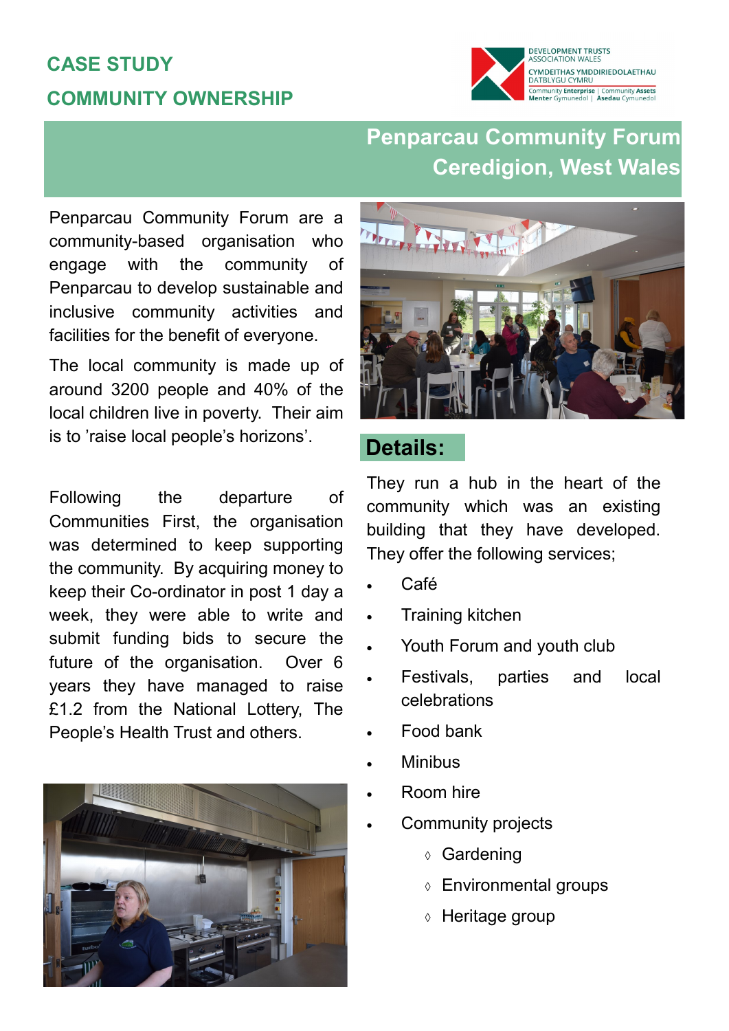# CASE STUDY

# COMMUNITY OWNERSHIP

DEVELOPMENT TRUSTS ASSOCIATION WALES
CYMDEITHAS YMDDIRIEDOLAETHAU DATBLYGU CYMRU
Community Enterprise | Community Assets
Menter Gymunedol | Asedau Cymunedol

## Penparcau Community Forum
## Ceredigion, West Wales

Penparcau Community Forum are a community-based organisation who engage with the community of Penparcau to develop sustainable and inclusive community activities and facilities for the benefit of everyone.

The local community is made up of around 3200 people and 40% of the local children live in poverty. Their aim is to 'raise local people's horizons'.

Following the departure of Communities First, the organisation was determined to keep supporting the community. By acquiring money to keep their Co-ordinator in post 1 day a week, they were able to write and submit funding bids to secure the future of the organisation. Over 6 years they have managed to raise £1.2 from the National Lottery, The People's Health Trust and others.

## Details:

They run a hub in the heart of the community which was an existing building that they have developed. They offer the following services;

- Café
- Training kitchen
- Youth Forum and youth club
- Festivals, parties and local celebrations
- Food bank
- Minibus
- Room hire
- Community projects
    - Gardening
    - Environmental groups
    - Heritage group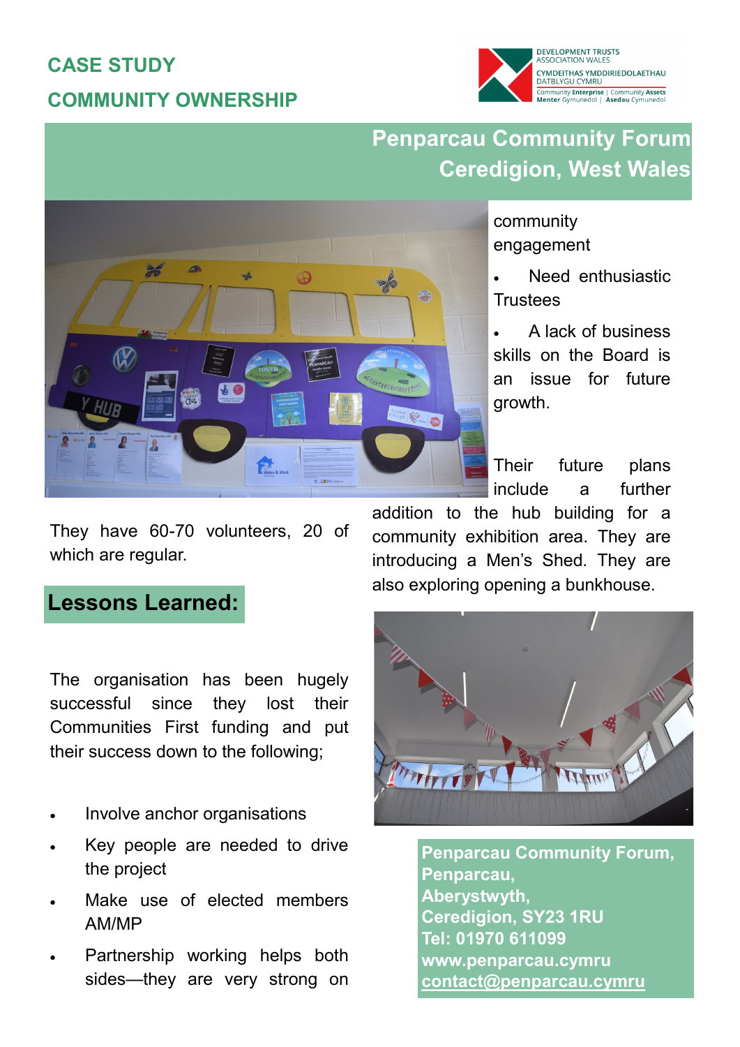CASE STUDY

COMMUNITY OWNERSHIP

DEVELOPMENT TRUSTS ASSOCIATION WALES
CYMDEITHAS YMDDIRIEDOLAETHAU DATBLYGU CYMRU
Community Enterprise | Community Assets
Menter Gymunedol | Asedau Cymunedol

# Penparcau Community Forum Ceredigion, West Wales

They have 60-70 volunteers, 20 of which are regular.

## Lessons Learned:

The organisation has been hugely successful since they lost their Communities First funding and put their success down to the following;

- Involve anchor organisations
- Key people are needed to drive the project
- Make use of elected members AM/MP
- Partnership working helps both sides—they are very strong on community engagement
- Need enthusiastic Trustees
- A lack of business skills on the Board is an issue for future growth.

Their future plans include a further addition to the hub building for a community exhibition area. They are introducing a Men's Shed. They are also exploring opening a bunkhouse.

**Penparcau Community Forum,**
**Penparcau,**
**Aberystwyth,**
**Ceredigion, SY23 1RU**
**Tel: 01970 611099**
**www.penparcau.cymru**
**contact@penparcau.cymru**